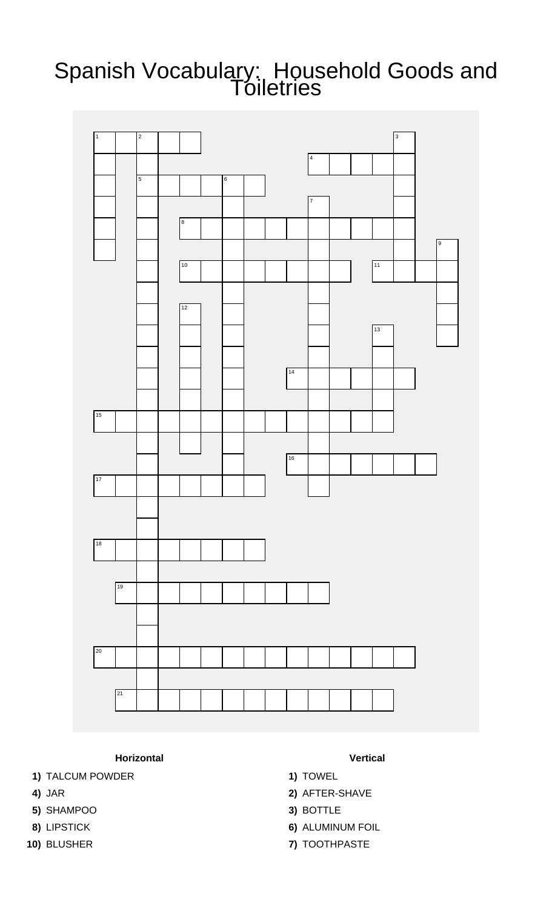# Spanish Vocabulary: Household Goods and Toiletries

**Horizontal**

**1)** TALCUM POWDER

**4)** JAR

**5)** SHAMPOO

**8)** LIPSTICK

**10)** BLUSHER

**Vertical**

**1)** TOWEL

**2)** AFTER-SHAVE

**3)** BOTTLE

**6)** ALUMINUM FOIL

**7)** TOOTHPASTE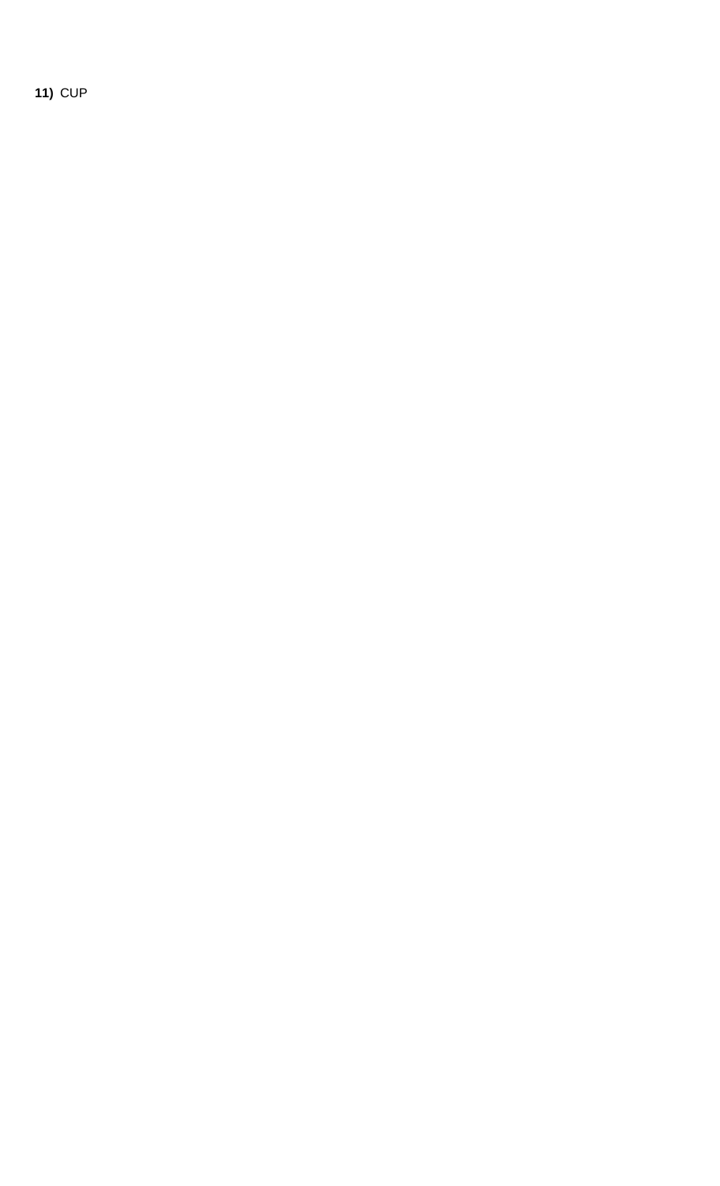**11)** CUP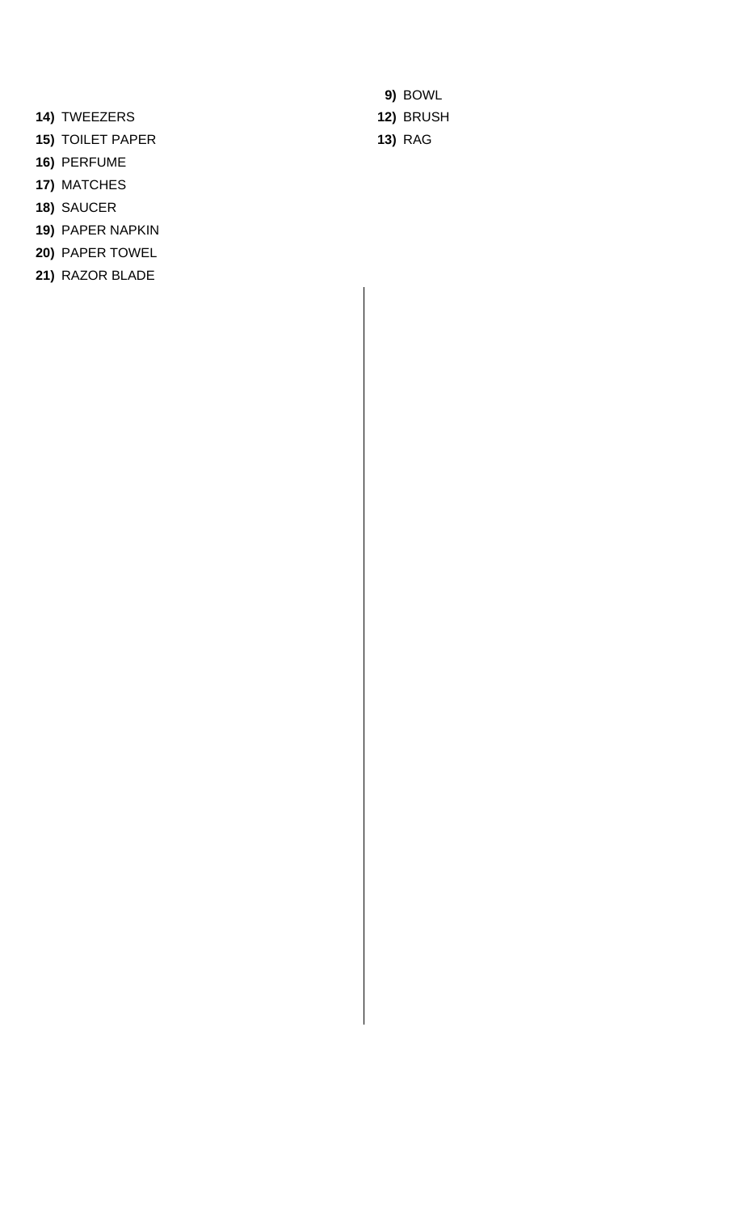**14)** TWEEZERS

**15)** TOILET PAPER

**16)** PERFUME

**17)** MATCHES

**18)** SAUCER

**19)** PAPER NAPKIN

**20)** PAPER TOWEL

**21)** RAZOR BLADE

**9)** BOWL

**12)** BRUSH

**13)** RAG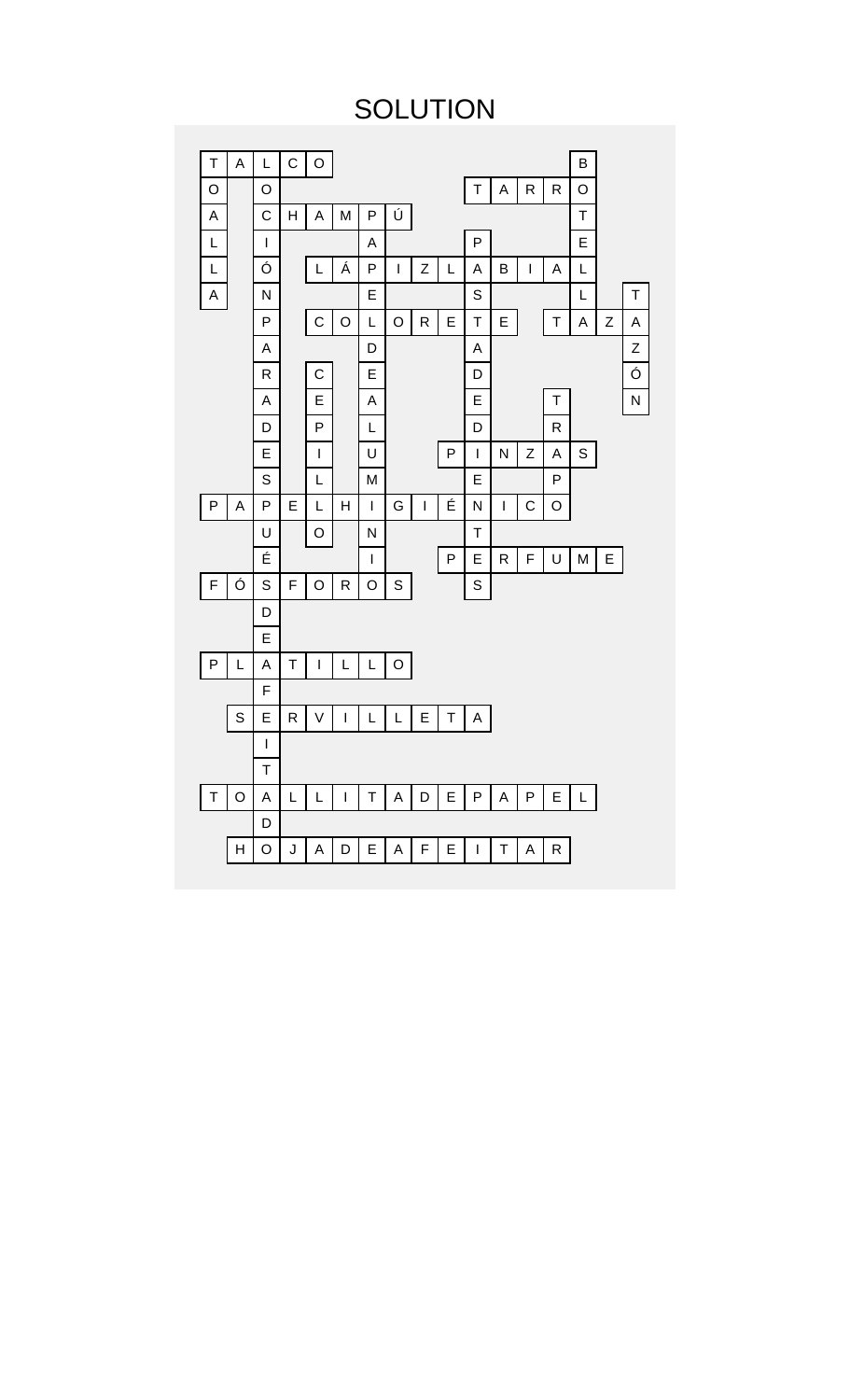# SOLUTION

| | | | | | | | | | | | | | | | | |
|---|---|---|---|---|---|---|---|---|---|---|---|---|---|---|---|---|
| T | A | L | C | O | | | | | | | | | | B | | |
| O | | O | | | | | | | | T | A | R | R | O | | |
| A | | C | H | A | M | P | Ú | | | | | | | T | | |
| L | | I | | | | A | | | | P | | | | E | | |
| L | | Ó | | L | Á | P | I | Z | L | A | B | I | A | L | | |
| A | | N | | | | E | | | | S | | | | L | | T |
| | | P | | C | O | L | O | R | E | T | E | | T | A | Z | A |
| | | A | | | | D | | | | A | | | | | | Z |
| | | R | | C | | E | | | | D | | | | | | Ó |
| | | A | | E | | A | | | | E | | | T | | | N |
| | | D | | P | | L | | | | D | | | R | | | |
| | | E | | I | | U | | | P | I | N | Z | A | S | | |
| | | S | | L | | M | | | | E | | | P | | | |
| P | A | P | E | L | H | I | G | I | É | N | I | C | O | | | |
| | | U | | O | | N | | | | T | | | | | | |
| | | É | | | | I | | | P | E | R | F | U | M | E | |
| F | Ó | S | F | O | R | O | S | | | S | | | | | | |
| | | D | | | | | | | | | | | | | | |
| | | E | | | | | | | | | | | | | | |
| P | L | A | T | I | L | L | O | | | | | | | | | |
| | | F | | | | | | | | | | | | | | |
| | S | E | R | V | I | L | L | E | T | A | | | | | | |
| | | I | | | | | | | | | | | | | | |
| | | T | | | | | | | | | | | | | | |
| T | O | A | L | L | I | T | A | D | E | P | A | P | E | L | | |
| | | D | | | | | | | | | | | | | | |
| | H | O | J | A | D | E | A | F | E | I | T | A | R | | | |